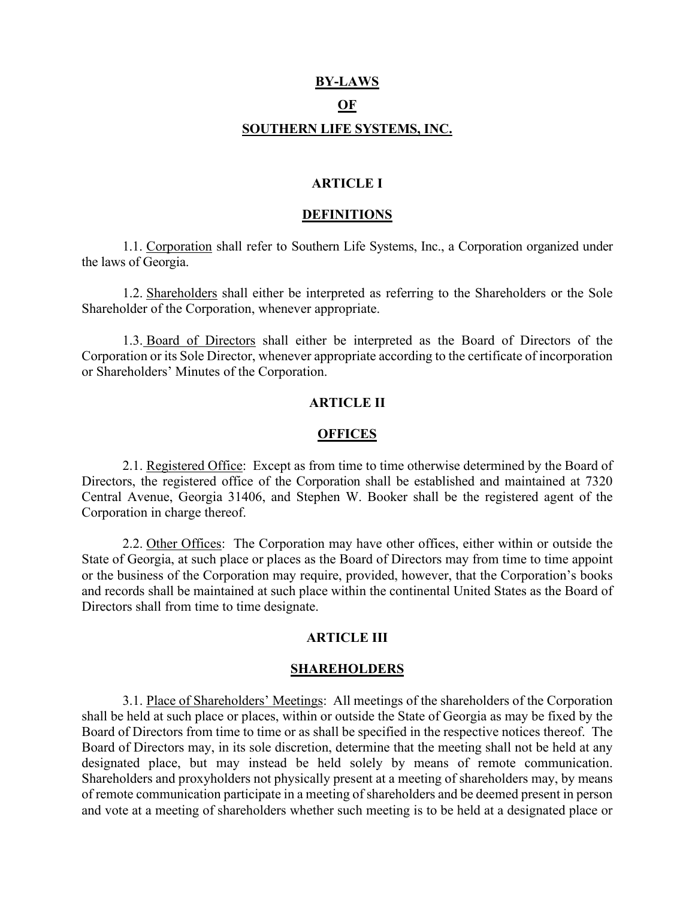# BY-LAWS

# OF

# SOUTHERN LIFE SYSTEMS, INC.

## ARTICLE I

## DEFINITIONS

1.1. Corporation shall refer to Southern Life Systems, Inc., a Corporation organized under the laws of Georgia.

1.2. Shareholders shall either be interpreted as referring to the Shareholders or the Sole Shareholder of the Corporation, whenever appropriate.

1.3. Board of Directors shall either be interpreted as the Board of Directors of the Corporation or its Sole Director, whenever appropriate according to the certificate of incorporation or Shareholders' Minutes of the Corporation.

## ARTICLE II

## OFFICES

2.1. Registered Office: Except as from time to time otherwise determined by the Board of Directors, the registered office of the Corporation shall be established and maintained at 7320 Central Avenue, Georgia 31406, and Stephen W. Booker shall be the registered agent of the Corporation in charge thereof.

2.2. Other Offices: The Corporation may have other offices, either within or outside the State of Georgia, at such place or places as the Board of Directors may from time to time appoint or the business of the Corporation may require, provided, however, that the Corporation's books and records shall be maintained at such place within the continental United States as the Board of Directors shall from time to time designate.

## ARTICLE III

## SHAREHOLDERS

3.1. Place of Shareholders' Meetings: All meetings of the shareholders of the Corporation shall be held at such place or places, within or outside the State of Georgia as may be fixed by the Board of Directors from time to time or as shall be specified in the respective notices thereof. The Board of Directors may, in its sole discretion, determine that the meeting shall not be held at any designated place, but may instead be held solely by means of remote communication. Shareholders and proxyholders not physically present at a meeting of shareholders may, by means of remote communication participate in a meeting of shareholders and be deemed present in person and vote at a meeting of shareholders whether such meeting is to be held at a designated place or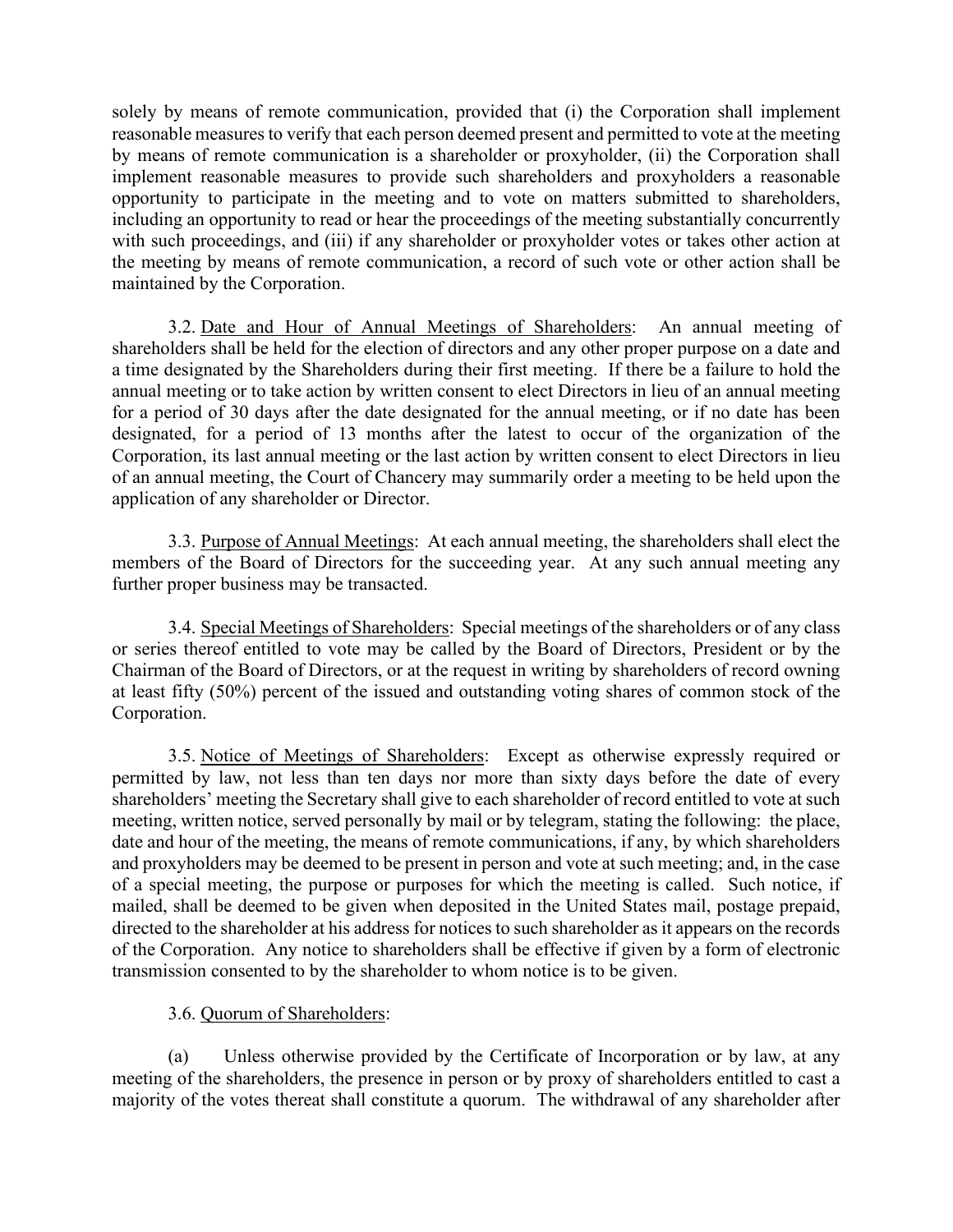solely by means of remote communication, provided that (i) the Corporation shall implement reasonable measures to verify that each person deemed present and permitted to vote at the meeting by means of remote communication is a shareholder or proxyholder, (ii) the Corporation shall implement reasonable measures to provide such shareholders and proxyholders a reasonable opportunity to participate in the meeting and to vote on matters submitted to shareholders, including an opportunity to read or hear the proceedings of the meeting substantially concurrently with such proceedings, and (iii) if any shareholder or proxyholder votes or takes other action at the meeting by means of remote communication, a record of such vote or other action shall be maintained by the Corporation.

3.2. Date and Hour of Annual Meetings of Shareholders: An annual meeting of shareholders shall be held for the election of directors and any other proper purpose on a date and a time designated by the Shareholders during their first meeting. If there be a failure to hold the annual meeting or to take action by written consent to elect Directors in lieu of an annual meeting for a period of 30 days after the date designated for the annual meeting, or if no date has been designated, for a period of 13 months after the latest to occur of the organization of the Corporation, its last annual meeting or the last action by written consent to elect Directors in lieu of an annual meeting, the Court of Chancery may summarily order a meeting to be held upon the application of any shareholder or Director.

3.3. Purpose of Annual Meetings: At each annual meeting, the shareholders shall elect the members of the Board of Directors for the succeeding year. At any such annual meeting any further proper business may be transacted.

3.4. Special Meetings of Shareholders: Special meetings of the shareholders or of any class or series thereof entitled to vote may be called by the Board of Directors, President or by the Chairman of the Board of Directors, or at the request in writing by shareholders of record owning at least fifty (50%) percent of the issued and outstanding voting shares of common stock of the Corporation.

3.5. Notice of Meetings of Shareholders: Except as otherwise expressly required or permitted by law, not less than ten days nor more than sixty days before the date of every shareholders' meeting the Secretary shall give to each shareholder of record entitled to vote at such meeting, written notice, served personally by mail or by telegram, stating the following: the place, date and hour of the meeting, the means of remote communications, if any, by which shareholders and proxyholders may be deemed to be present in person and vote at such meeting; and, in the case of a special meeting, the purpose or purposes for which the meeting is called. Such notice, if mailed, shall be deemed to be given when deposited in the United States mail, postage prepaid, directed to the shareholder at his address for notices to such shareholder as it appears on the records of the Corporation. Any notice to shareholders shall be effective if given by a form of electronic transmission consented to by the shareholder to whom notice is to be given.

3.6. Quorum of Shareholders:

(a) Unless otherwise provided by the Certificate of Incorporation or by law, at any meeting of the shareholders, the presence in person or by proxy of shareholders entitled to cast a majority of the votes thereat shall constitute a quorum. The withdrawal of any shareholder after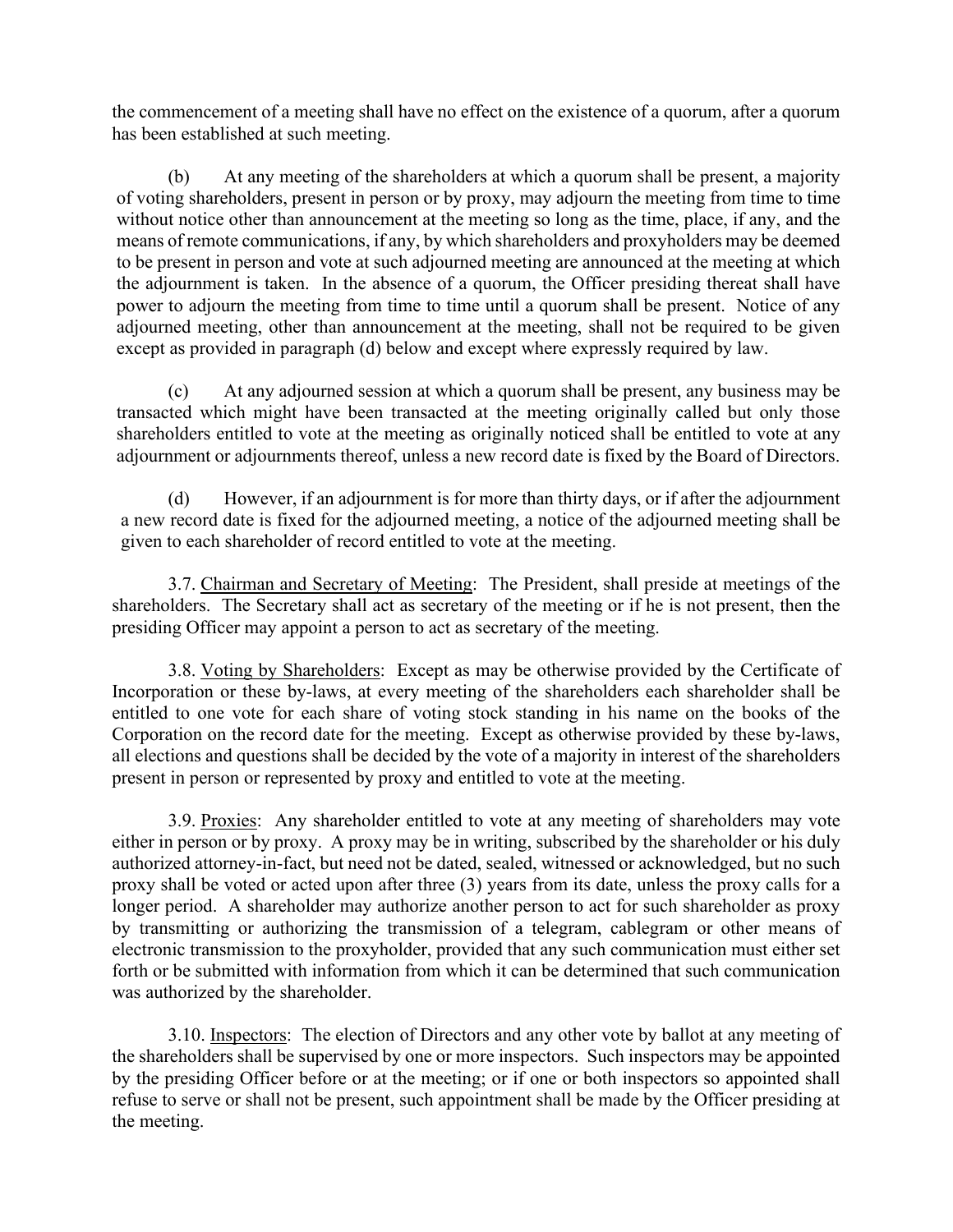the commencement of a meeting shall have no effect on the existence of a quorum, after a quorum has been established at such meeting.

(b) At any meeting of the shareholders at which a quorum shall be present, a majority of voting shareholders, present in person or by proxy, may adjourn the meeting from time to time without notice other than announcement at the meeting so long as the time, place, if any, and the means of remote communications, if any, by which shareholders and proxyholders may be deemed to be present in person and vote at such adjourned meeting are announced at the meeting at which the adjournment is taken. In the absence of a quorum, the Officer presiding thereat shall have power to adjourn the meeting from time to time until a quorum shall be present. Notice of any adjourned meeting, other than announcement at the meeting, shall not be required to be given except as provided in paragraph (d) below and except where expressly required by law.

(c) At any adjourned session at which a quorum shall be present, any business may be transacted which might have been transacted at the meeting originally called but only those shareholders entitled to vote at the meeting as originally noticed shall be entitled to vote at any adjournment or adjournments thereof, unless a new record date is fixed by the Board of Directors.

(d) However, if an adjournment is for more than thirty days, or if after the adjournment a new record date is fixed for the adjourned meeting, a notice of the adjourned meeting shall be given to each shareholder of record entitled to vote at the meeting.

3.7. <u>Chairman and Secretary of Meeting</u>: The President, shall preside at meetings of the shareholders. The Secretary shall act as secretary of the meeting or if he is not present, then the presiding Officer may appoint a person to act as secretary of the meeting.

3.8. <u>Voting by Shareholders</u>: Except as may be otherwise provided by the Certificate of Incorporation or these by-laws, at every meeting of the shareholders each shareholder shall be entitled to one vote for each share of voting stock standing in his name on the books of the Corporation on the record date for the meeting. Except as otherwise provided by these by-laws, all elections and questions shall be decided by the vote of a majority in interest of the shareholders present in person or represented by proxy and entitled to vote at the meeting.

3.9. <u>Proxies</u>: Any shareholder entitled to vote at any meeting of shareholders may vote either in person or by proxy. A proxy may be in writing, subscribed by the shareholder or his duly authorized attorney-in-fact, but need not be dated, sealed, witnessed or acknowledged, but no such proxy shall be voted or acted upon after three (3) years from its date, unless the proxy calls for a longer period. A shareholder may authorize another person to act for such shareholder as proxy by transmitting or authorizing the transmission of a telegram, cablegram or other means of electronic transmission to the proxyholder, provided that any such communication must either set forth or be submitted with information from which it can be determined that such communication was authorized by the shareholder.

3.10. <u>Inspectors</u>: The election of Directors and any other vote by ballot at any meeting of the shareholders shall be supervised by one or more inspectors. Such inspectors may be appointed by the presiding Officer before or at the meeting; or if one or both inspectors so appointed shall refuse to serve or shall not be present, such appointment shall be made by the Officer presiding at the meeting.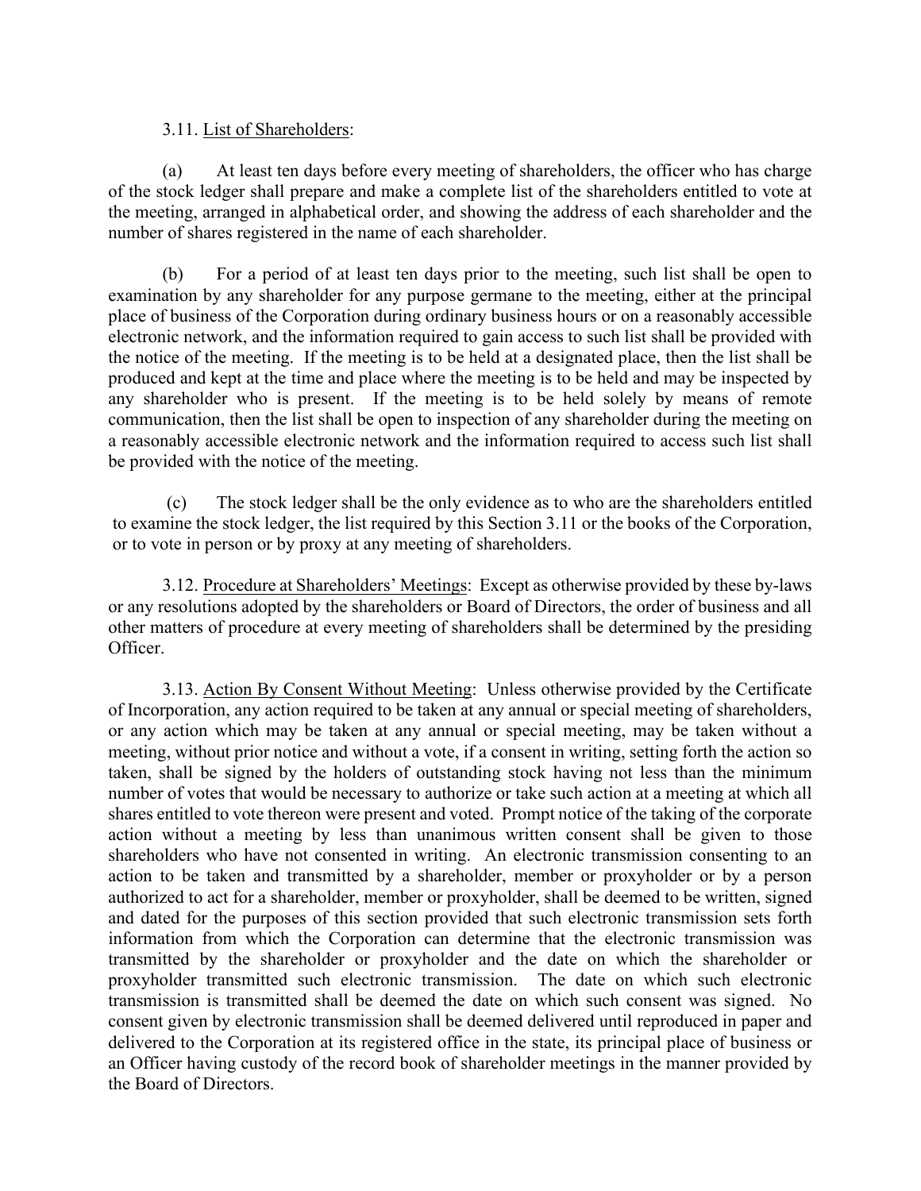3.11. <u>List of Shareholders</u>:

(a) At least ten days before every meeting of shareholders, the officer who has charge of the stock ledger shall prepare and make a complete list of the shareholders entitled to vote at the meeting, arranged in alphabetical order, and showing the address of each shareholder and the number of shares registered in the name of each shareholder.

(b) For a period of at least ten days prior to the meeting, such list shall be open to examination by any shareholder for any purpose germane to the meeting, either at the principal place of business of the Corporation during ordinary business hours or on a reasonably accessible electronic network, and the information required to gain access to such list shall be provided with the notice of the meeting. If the meeting is to be held at a designated place, then the list shall be produced and kept at the time and place where the meeting is to be held and may be inspected by any shareholder who is present. If the meeting is to be held solely by means of remote communication, then the list shall be open to inspection of any shareholder during the meeting on a reasonably accessible electronic network and the information required to access such list shall be provided with the notice of the meeting.

(c) The stock ledger shall be the only evidence as to who are the shareholders entitled to examine the stock ledger, the list required by this Section 3.11 or the books of the Corporation, or to vote in person or by proxy at any meeting of shareholders.

3.12. <u>Procedure at Shareholders' Meetings</u>: Except as otherwise provided by these by-laws or any resolutions adopted by the shareholders or Board of Directors, the order of business and all other matters of procedure at every meeting of shareholders shall be determined by the presiding Officer.

3.13. <u>Action By Consent Without Meeting</u>: Unless otherwise provided by the Certificate of Incorporation, any action required to be taken at any annual or special meeting of shareholders, or any action which may be taken at any annual or special meeting, may be taken without a meeting, without prior notice and without a vote, if a consent in writing, setting forth the action so taken, shall be signed by the holders of outstanding stock having not less than the minimum number of votes that would be necessary to authorize or take such action at a meeting at which all shares entitled to vote thereon were present and voted. Prompt notice of the taking of the corporate action without a meeting by less than unanimous written consent shall be given to those shareholders who have not consented in writing. An electronic transmission consenting to an action to be taken and transmitted by a shareholder, member or proxyholder or by a person authorized to act for a shareholder, member or proxyholder, shall be deemed to be written, signed and dated for the purposes of this section provided that such electronic transmission sets forth information from which the Corporation can determine that the electronic transmission was transmitted by the shareholder or proxyholder and the date on which the shareholder or proxyholder transmitted such electronic transmission. The date on which such electronic transmission is transmitted shall be deemed the date on which such consent was signed. No consent given by electronic transmission shall be deemed delivered until reproduced in paper and delivered to the Corporation at its registered office in the state, its principal place of business or an Officer having custody of the record book of shareholder meetings in the manner provided by the Board of Directors.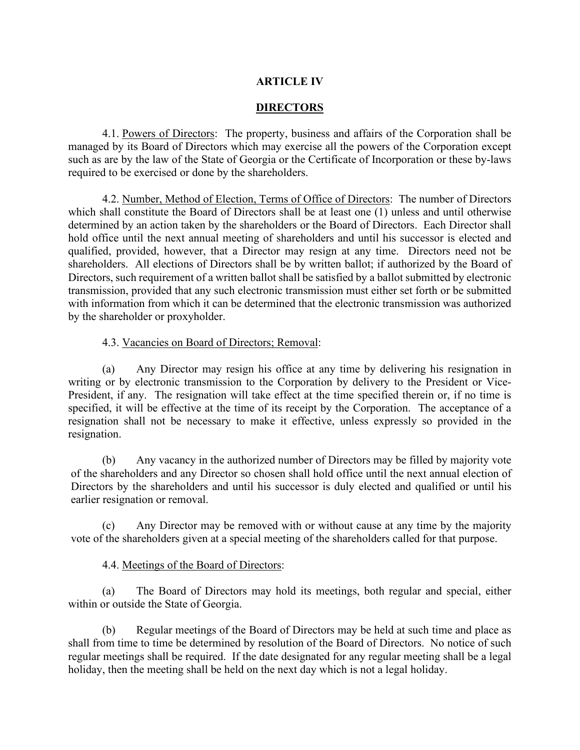## ARTICLE IV

## DIRECTORS

4.1. Powers of Directors: The property, business and affairs of the Corporation shall be managed by its Board of Directors which may exercise all the powers of the Corporation except such as are by the law of the State of Georgia or the Certificate of Incorporation or these by-laws required to be exercised or done by the shareholders.

4.2. Number, Method of Election, Terms of Office of Directors: The number of Directors which shall constitute the Board of Directors shall be at least one (1) unless and until otherwise determined by an action taken by the shareholders or the Board of Directors. Each Director shall hold office until the next annual meeting of shareholders and until his successor is elected and qualified, provided, however, that a Director may resign at any time. Directors need not be shareholders. All elections of Directors shall be by written ballot; if authorized by the Board of Directors, such requirement of a written ballot shall be satisfied by a ballot submitted by electronic transmission, provided that any such electronic transmission must either set forth or be submitted with information from which it can be determined that the electronic transmission was authorized by the shareholder or proxyholder.

4.3. Vacancies on Board of Directors; Removal:

(a) Any Director may resign his office at any time by delivering his resignation in writing or by electronic transmission to the Corporation by delivery to the President or Vice-President, if any. The resignation will take effect at the time specified therein or, if no time is specified, it will be effective at the time of its receipt by the Corporation. The acceptance of a resignation shall not be necessary to make it effective, unless expressly so provided in the resignation.

(b) Any vacancy in the authorized number of Directors may be filled by majority vote of the shareholders and any Director so chosen shall hold office until the next annual election of Directors by the shareholders and until his successor is duly elected and qualified or until his earlier resignation or removal.

(c) Any Director may be removed with or without cause at any time by the majority vote of the shareholders given at a special meeting of the shareholders called for that purpose.

4.4. Meetings of the Board of Directors:

(a) The Board of Directors may hold its meetings, both regular and special, either within or outside the State of Georgia.

(b) Regular meetings of the Board of Directors may be held at such time and place as shall from time to time be determined by resolution of the Board of Directors. No notice of such regular meetings shall be required. If the date designated for any regular meeting shall be a legal holiday, then the meeting shall be held on the next day which is not a legal holiday.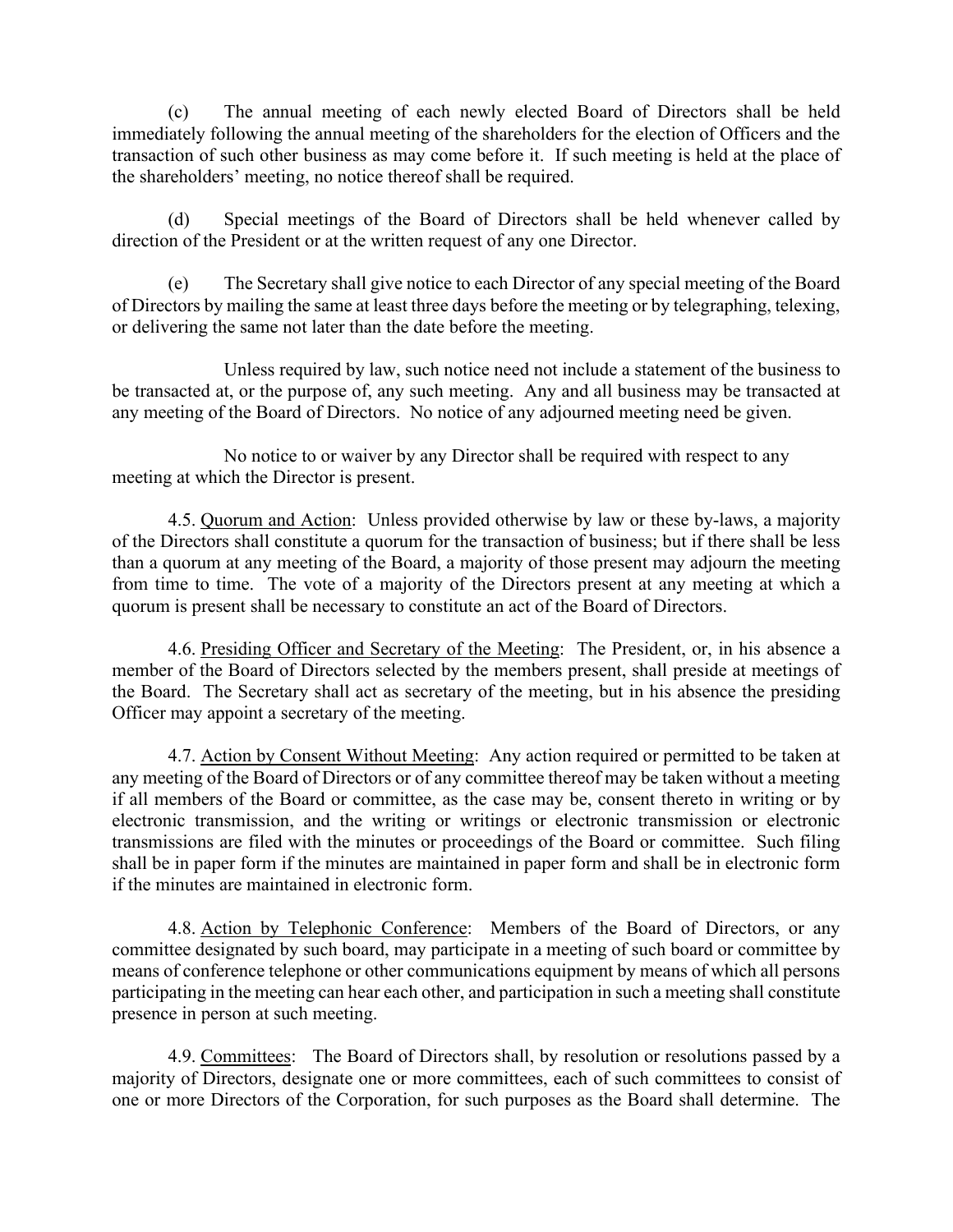(c) The annual meeting of each newly elected Board of Directors shall be held immediately following the annual meeting of the shareholders for the election of Officers and the transaction of such other business as may come before it. If such meeting is held at the place of the shareholders' meeting, no notice thereof shall be required.

(d) Special meetings of the Board of Directors shall be held whenever called by direction of the President or at the written request of any one Director.

(e) The Secretary shall give notice to each Director of any special meeting of the Board of Directors by mailing the same at least three days before the meeting or by telegraphing, telexing, or delivering the same not later than the date before the meeting.

Unless required by law, such notice need not include a statement of the business to be transacted at, or the purpose of, any such meeting. Any and all business may be transacted at any meeting of the Board of Directors. No notice of any adjourned meeting need be given.

No notice to or waiver by any Director shall be required with respect to any meeting at which the Director is present.

4.5. <u>Quorum and Action</u>: Unless provided otherwise by law or these by-laws, a majority of the Directors shall constitute a quorum for the transaction of business; but if there shall be less than a quorum at any meeting of the Board, a majority of those present may adjourn the meeting from time to time. The vote of a majority of the Directors present at any meeting at which a quorum is present shall be necessary to constitute an act of the Board of Directors.

4.6. <u>Presiding Officer and Secretary of the Meeting</u>: The President, or, in his absence a member of the Board of Directors selected by the members present, shall preside at meetings of the Board. The Secretary shall act as secretary of the meeting, but in his absence the presiding Officer may appoint a secretary of the meeting.

4.7. <u>Action by Consent Without Meeting</u>: Any action required or permitted to be taken at any meeting of the Board of Directors or of any committee thereof may be taken without a meeting if all members of the Board or committee, as the case may be, consent thereto in writing or by electronic transmission, and the writing or writings or electronic transmission or electronic transmissions are filed with the minutes or proceedings of the Board or committee. Such filing shall be in paper form if the minutes are maintained in paper form and shall be in electronic form if the minutes are maintained in electronic form.

4.8. <u>Action by Telephonic Conference</u>: Members of the Board of Directors, or any committee designated by such board, may participate in a meeting of such board or committee by means of conference telephone or other communications equipment by means of which all persons participating in the meeting can hear each other, and participation in such a meeting shall constitute presence in person at such meeting.

4.9. <u>Committees</u>: The Board of Directors shall, by resolution or resolutions passed by a majority of Directors, designate one or more committees, each of such committees to consist of one or more Directors of the Corporation, for such purposes as the Board shall determine. The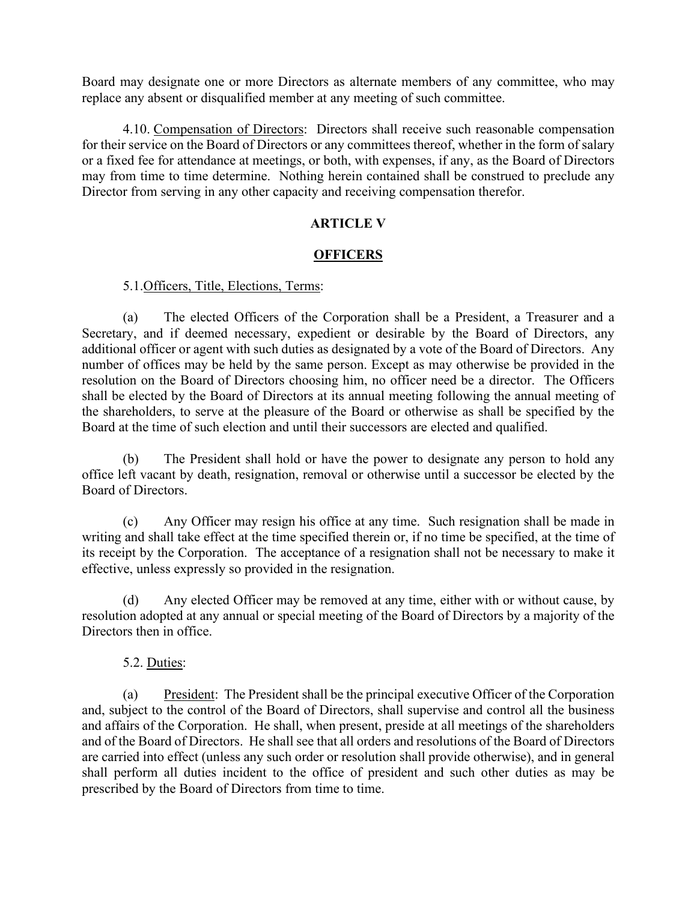Board may designate one or more Directors as alternate members of any committee, who may replace any absent or disqualified member at any meeting of such committee.

4.10. Compensation of Directors: Directors shall receive such reasonable compensation for their service on the Board of Directors or any committees thereof, whether in the form of salary or a fixed fee for attendance at meetings, or both, with expenses, if any, as the Board of Directors may from time to time determine. Nothing herein contained shall be construed to preclude any Director from serving in any other capacity and receiving compensation therefor.

## ARTICLE V

## OFFICERS

5.1. Officers, Title, Elections, Terms:

(a) The elected Officers of the Corporation shall be a President, a Treasurer and a Secretary, and if deemed necessary, expedient or desirable by the Board of Directors, any additional officer or agent with such duties as designated by a vote of the Board of Directors. Any number of offices may be held by the same person. Except as may otherwise be provided in the resolution on the Board of Directors choosing him, no officer need be a director. The Officers shall be elected by the Board of Directors at its annual meeting following the annual meeting of the shareholders, to serve at the pleasure of the Board or otherwise as shall be specified by the Board at the time of such election and until their successors are elected and qualified.

(b) The President shall hold or have the power to designate any person to hold any office left vacant by death, resignation, removal or otherwise until a successor be elected by the Board of Directors.

(c) Any Officer may resign his office at any time. Such resignation shall be made in writing and shall take effect at the time specified therein or, if no time be specified, at the time of its receipt by the Corporation. The acceptance of a resignation shall not be necessary to make it effective, unless expressly so provided in the resignation.

(d) Any elected Officer may be removed at any time, either with or without cause, by resolution adopted at any annual or special meeting of the Board of Directors by a majority of the Directors then in office.

5.2. Duties:

(a) President: The President shall be the principal executive Officer of the Corporation and, subject to the control of the Board of Directors, shall supervise and control all the business and affairs of the Corporation. He shall, when present, preside at all meetings of the shareholders and of the Board of Directors. He shall see that all orders and resolutions of the Board of Directors are carried into effect (unless any such order or resolution shall provide otherwise), and in general shall perform all duties incident to the office of president and such other duties as may be prescribed by the Board of Directors from time to time.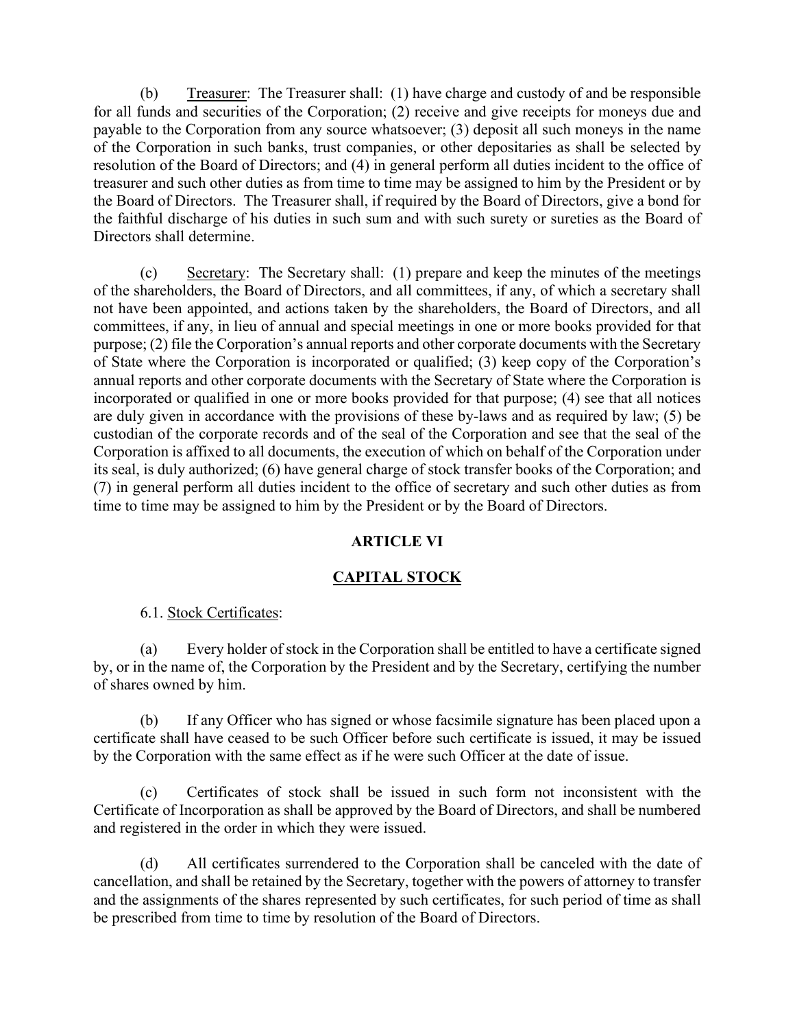(b) Treasurer: The Treasurer shall: (1) have charge and custody of and be responsible for all funds and securities of the Corporation; (2) receive and give receipts for moneys due and payable to the Corporation from any source whatsoever; (3) deposit all such moneys in the name of the Corporation in such banks, trust companies, or other depositaries as shall be selected by resolution of the Board of Directors; and (4) in general perform all duties incident to the office of treasurer and such other duties as from time to time may be assigned to him by the President or by the Board of Directors. The Treasurer shall, if required by the Board of Directors, give a bond for the faithful discharge of his duties in such sum and with such surety or sureties as the Board of Directors shall determine.

(c) Secretary: The Secretary shall: (1) prepare and keep the minutes of the meetings of the shareholders, the Board of Directors, and all committees, if any, of which a secretary shall not have been appointed, and actions taken by the shareholders, the Board of Directors, and all committees, if any, in lieu of annual and special meetings in one or more books provided for that purpose; (2) file the Corporation's annual reports and other corporate documents with the Secretary of State where the Corporation is incorporated or qualified; (3) keep copy of the Corporation's annual reports and other corporate documents with the Secretary of State where the Corporation is incorporated or qualified in one or more books provided for that purpose; (4) see that all notices are duly given in accordance with the provisions of these by-laws and as required by law; (5) be custodian of the corporate records and of the seal of the Corporation and see that the seal of the Corporation is affixed to all documents, the execution of which on behalf of the Corporation under its seal, is duly authorized; (6) have general charge of stock transfer books of the Corporation; and (7) in general perform all duties incident to the office of secretary and such other duties as from time to time may be assigned to him by the President or by the Board of Directors.

## ARTICLE VI

## CAPITAL STOCK

6.1. Stock Certificates:

(a) Every holder of stock in the Corporation shall be entitled to have a certificate signed by, or in the name of, the Corporation by the President and by the Secretary, certifying the number of shares owned by him.

(b) If any Officer who has signed or whose facsimile signature has been placed upon a certificate shall have ceased to be such Officer before such certificate is issued, it may be issued by the Corporation with the same effect as if he were such Officer at the date of issue.

(c) Certificates of stock shall be issued in such form not inconsistent with the Certificate of Incorporation as shall be approved by the Board of Directors, and shall be numbered and registered in the order in which they were issued.

(d) All certificates surrendered to the Corporation shall be canceled with the date of cancellation, and shall be retained by the Secretary, together with the powers of attorney to transfer and the assignments of the shares represented by such certificates, for such period of time as shall be prescribed from time to time by resolution of the Board of Directors.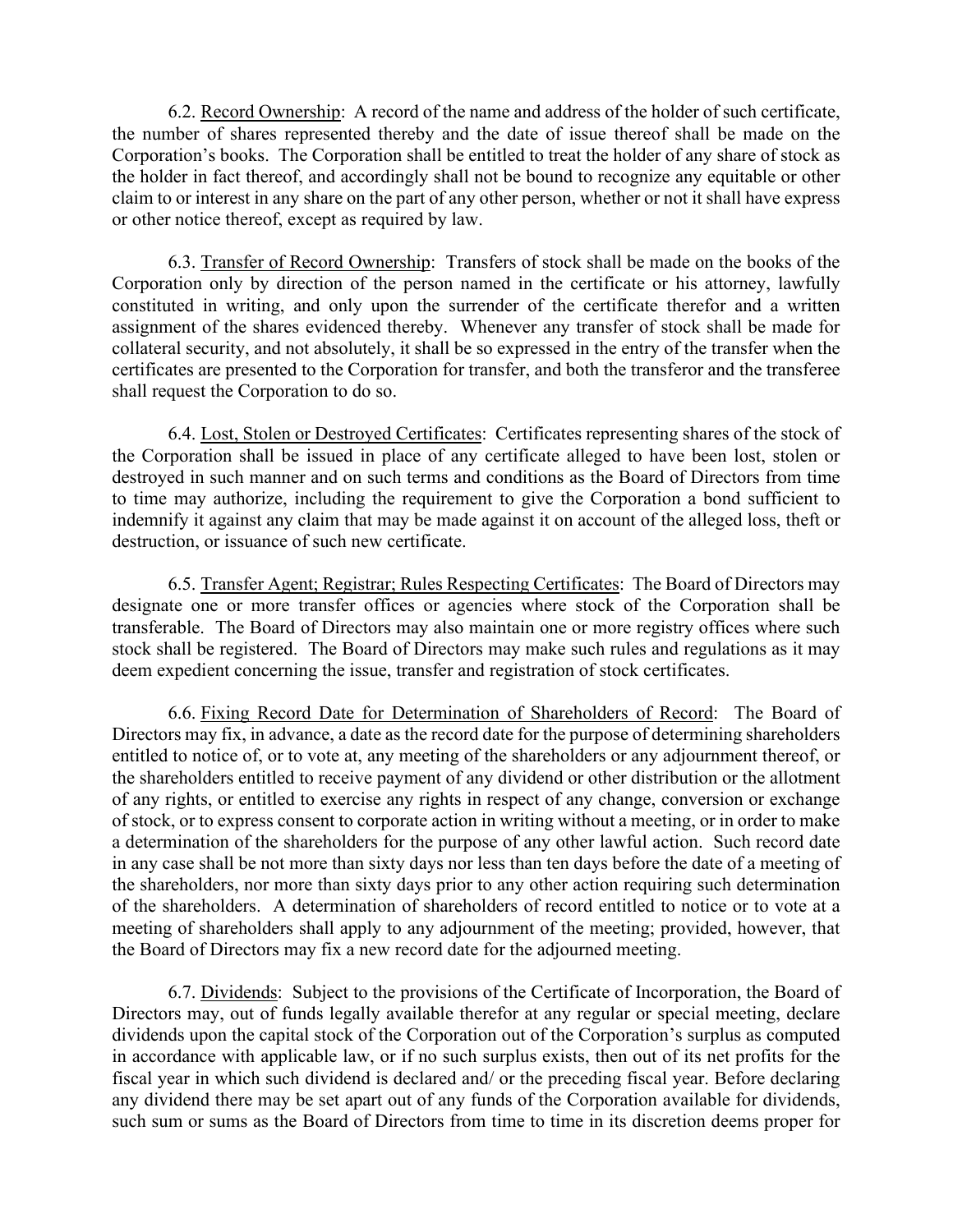6.2. <u>Record Ownership</u>: A record of the name and address of the holder of such certificate, the number of shares represented thereby and the date of issue thereof shall be made on the Corporation's books. The Corporation shall be entitled to treat the holder of any share of stock as the holder in fact thereof, and accordingly shall not be bound to recognize any equitable or other claim to or interest in any share on the part of any other person, whether or not it shall have express or other notice thereof, except as required by law.

6.3. <u>Transfer of Record Ownership</u>: Transfers of stock shall be made on the books of the Corporation only by direction of the person named in the certificate or his attorney, lawfully constituted in writing, and only upon the surrender of the certificate therefor and a written assignment of the shares evidenced thereby. Whenever any transfer of stock shall be made for collateral security, and not absolutely, it shall be so expressed in the entry of the transfer when the certificates are presented to the Corporation for transfer, and both the transferor and the transferee shall request the Corporation to do so.

6.4. <u>Lost, Stolen or Destroyed Certificates</u>: Certificates representing shares of the stock of the Corporation shall be issued in place of any certificate alleged to have been lost, stolen or destroyed in such manner and on such terms and conditions as the Board of Directors from time to time may authorize, including the requirement to give the Corporation a bond sufficient to indemnify it against any claim that may be made against it on account of the alleged loss, theft or destruction, or issuance of such new certificate.

6.5. <u>Transfer Agent; Registrar; Rules Respecting Certificates</u>: The Board of Directors may designate one or more transfer offices or agencies where stock of the Corporation shall be transferable. The Board of Directors may also maintain one or more registry offices where such stock shall be registered. The Board of Directors may make such rules and regulations as it may deem expedient concerning the issue, transfer and registration of stock certificates.

6.6. <u>Fixing Record Date for Determination of Shareholders of Record</u>: The Board of Directors may fix, in advance, a date as the record date for the purpose of determining shareholders entitled to notice of, or to vote at, any meeting of the shareholders or any adjournment thereof, or the shareholders entitled to receive payment of any dividend or other distribution or the allotment of any rights, or entitled to exercise any rights in respect of any change, conversion or exchange of stock, or to express consent to corporate action in writing without a meeting, or in order to make a determination of the shareholders for the purpose of any other lawful action. Such record date in any case shall be not more than sixty days nor less than ten days before the date of a meeting of the shareholders, nor more than sixty days prior to any other action requiring such determination of the shareholders. A determination of shareholders of record entitled to notice or to vote at a meeting of shareholders shall apply to any adjournment of the meeting; provided, however, that the Board of Directors may fix a new record date for the adjourned meeting.

6.7. <u>Dividends</u>: Subject to the provisions of the Certificate of Incorporation, the Board of Directors may, out of funds legally available therefor at any regular or special meeting, declare dividends upon the capital stock of the Corporation out of the Corporation's surplus as computed in accordance with applicable law, or if no such surplus exists, then out of its net profits for the fiscal year in which such dividend is declared and/ or the preceding fiscal year. Before declaring any dividend there may be set apart out of any funds of the Corporation available for dividends, such sum or sums as the Board of Directors from time to time in its discretion deems proper for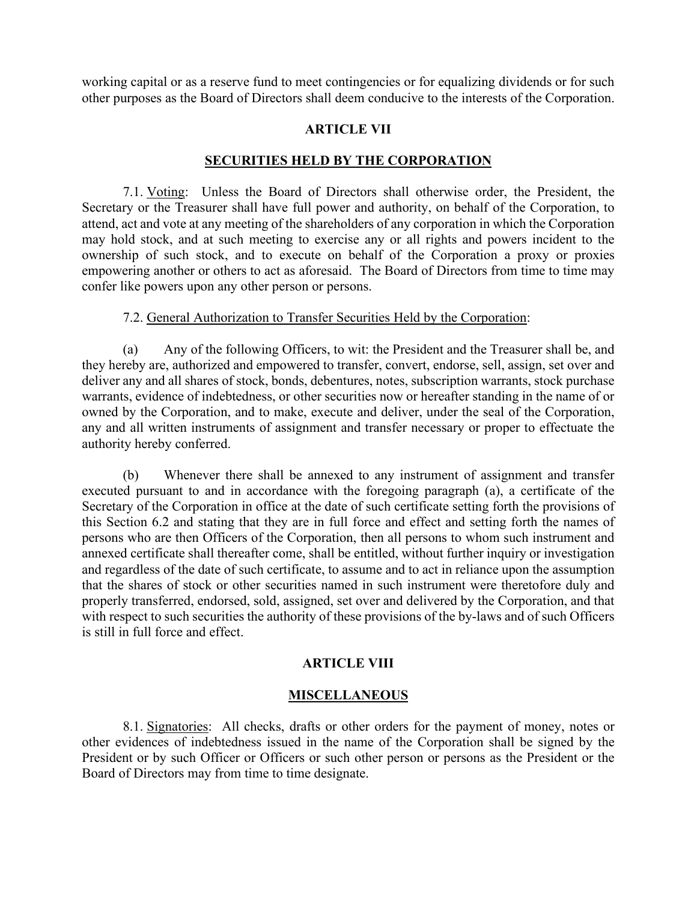working capital or as a reserve fund to meet contingencies or for equalizing dividends or for such other purposes as the Board of Directors shall deem conducive to the interests of the Corporation.

## ARTICLE VII

## SECURITIES HELD BY THE CORPORATION

7.1. Voting: Unless the Board of Directors shall otherwise order, the President, the Secretary or the Treasurer shall have full power and authority, on behalf of the Corporation, to attend, act and vote at any meeting of the shareholders of any corporation in which the Corporation may hold stock, and at such meeting to exercise any or all rights and powers incident to the ownership of such stock, and to execute on behalf of the Corporation a proxy or proxies empowering another or others to act as aforesaid. The Board of Directors from time to time may confer like powers upon any other person or persons.

7.2. General Authorization to Transfer Securities Held by the Corporation:

(a) Any of the following Officers, to wit: the President and the Treasurer shall be, and they hereby are, authorized and empowered to transfer, convert, endorse, sell, assign, set over and deliver any and all shares of stock, bonds, debentures, notes, subscription warrants, stock purchase warrants, evidence of indebtedness, or other securities now or hereafter standing in the name of or owned by the Corporation, and to make, execute and deliver, under the seal of the Corporation, any and all written instruments of assignment and transfer necessary or proper to effectuate the authority hereby conferred.

(b) Whenever there shall be annexed to any instrument of assignment and transfer executed pursuant to and in accordance with the foregoing paragraph (a), a certificate of the Secretary of the Corporation in office at the date of such certificate setting forth the provisions of this Section 6.2 and stating that they are in full force and effect and setting forth the names of persons who are then Officers of the Corporation, then all persons to whom such instrument and annexed certificate shall thereafter come, shall be entitled, without further inquiry or investigation and regardless of the date of such certificate, to assume and to act in reliance upon the assumption that the shares of stock or other securities named in such instrument were theretofore duly and properly transferred, endorsed, sold, assigned, set over and delivered by the Corporation, and that with respect to such securities the authority of these provisions of the by-laws and of such Officers is still in full force and effect.

## ARTICLE VIII

## MISCELLANEOUS

8.1. Signatories: All checks, drafts or other orders for the payment of money, notes or other evidences of indebtedness issued in the name of the Corporation shall be signed by the President or by such Officer or Officers or such other person or persons as the President or the Board of Directors may from time to time designate.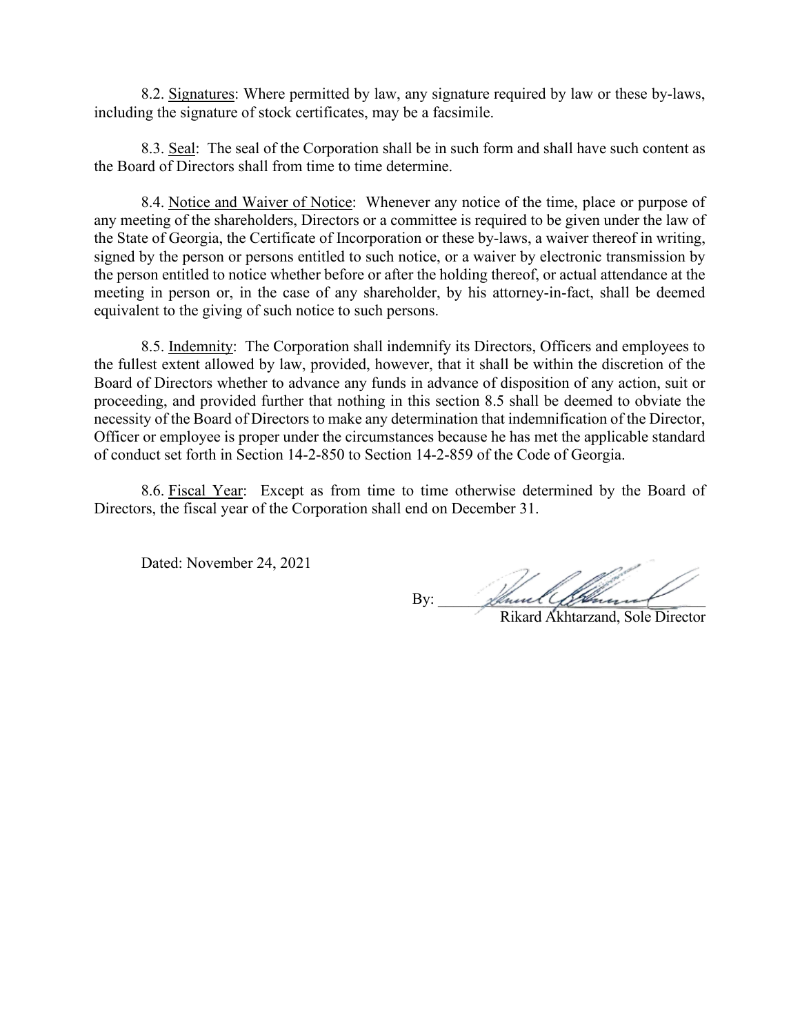8.2. Signatures: Where permitted by law, any signature required by law or these by-laws, including the signature of stock certificates, may be a facsimile.

8.3. Seal: The seal of the Corporation shall be in such form and shall have such content as the Board of Directors shall from time to time determine.

8.4. Notice and Waiver of Notice: Whenever any notice of the time, place or purpose of any meeting of the shareholders, Directors or a committee is required to be given under the law of the State of Georgia, the Certificate of Incorporation or these by-laws, a waiver thereof in writing, signed by the person or persons entitled to such notice, or a waiver by electronic transmission by the person entitled to notice whether before or after the holding thereof, or actual attendance at the meeting in person or, in the case of any shareholder, by his attorney-in-fact, shall be deemed equivalent to the giving of such notice to such persons.

8.5. Indemnity: The Corporation shall indemnify its Directors, Officers and employees to the fullest extent allowed by law, provided, however, that it shall be within the discretion of the Board of Directors whether to advance any funds in advance of disposition of any action, suit or proceeding, and provided further that nothing in this section 8.5 shall be deemed to obviate the necessity of the Board of Directors to make any determination that indemnification of the Director, Officer or employee is proper under the circumstances because he has met the applicable standard of conduct set forth in Section 14-2-850 to Section 14-2-859 of the Code of Georgia.

8.6. Fiscal Year: Except as from time to time otherwise determined by the Board of Directors, the fiscal year of the Corporation shall end on December 31.

Dated: November 24, 2021

By: ______________________________

Rikard Akhtarzand, Sole Director